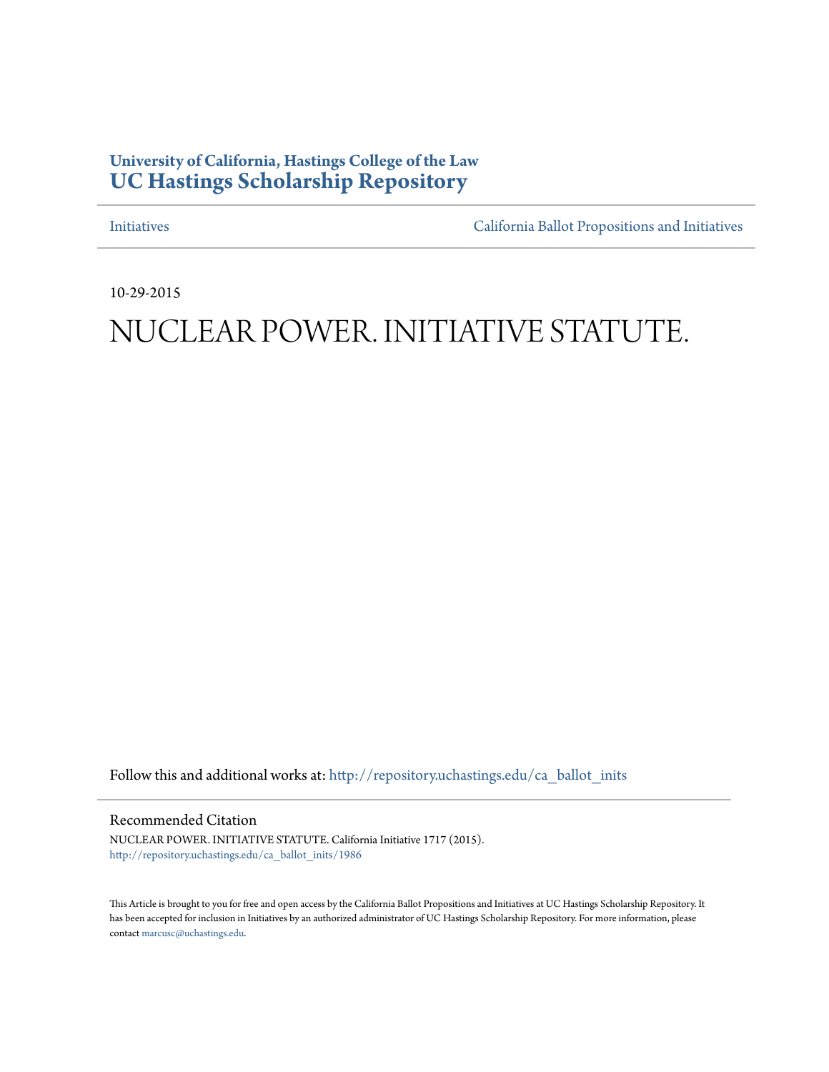University of California, Hastings College of the Law
**UC Hastings Scholarship Repository**

Initiatives | California Ballot Propositions and Initiatives

10-29-2015

# NUCLEAR POWER. INITIATIVE STATUTE.

Follow this and additional works at: http://repository.uchastings.edu/ca_ballot_inits

## Recommended Citation

NUCLEAR POWER. INITIATIVE STATUTE. California Initiative 1717 (2015).
http://repository.uchastings.edu/ca_ballot_inits/1986

This Article is brought to you for free and open access by the California Ballot Propositions and Initiatives at UC Hastings Scholarship Repository. It has been accepted for inclusion in Initiatives by an authorized administrator of UC Hastings Scholarship Repository. For more information, please contact marcusc@uchastings.edu.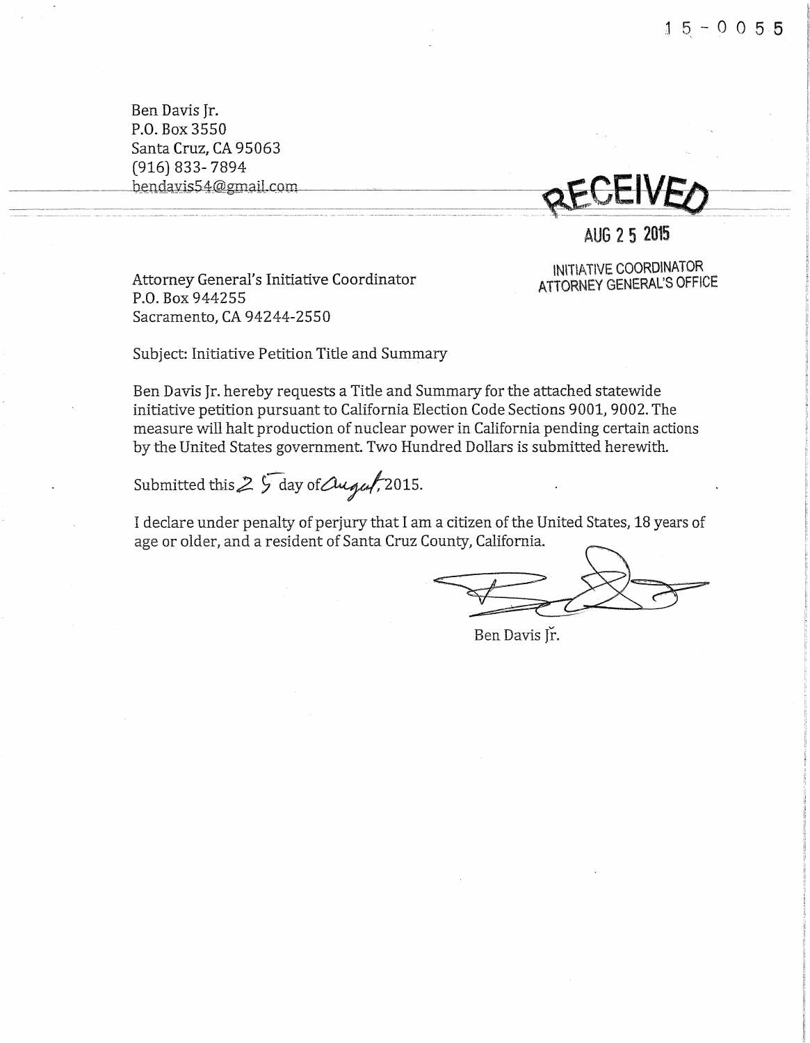15-0055

Ben Davis Jr.
P.O. Box 3550
Santa Cruz, CA 95063
(916) 833-7894
bendavis54@gmail.com

RECEIVED

AUG 25 2015

INITIATIVE COORDINATOR
ATTORNEY GENERAL'S OFFICE

Attorney General's Initiative Coordinator
P.O. Box 944255
Sacramento, CA 94244-2550

Subject: Initiative Petition Title and Summary

Ben Davis Jr. hereby requests a Title and Summary for the attached statewide initiative petition pursuant to California Election Code Sections 9001, 9002. The measure will halt production of nuclear power in California pending certain actions by the United States government. Two Hundred Dollars is submitted herewith.

Submitted this 25 day of August, 2015.

I declare under penalty of perjury that I am a citizen of the United States, 18 years of age or older, and a resident of Santa Cruz County, California.

Ben Davis Jr.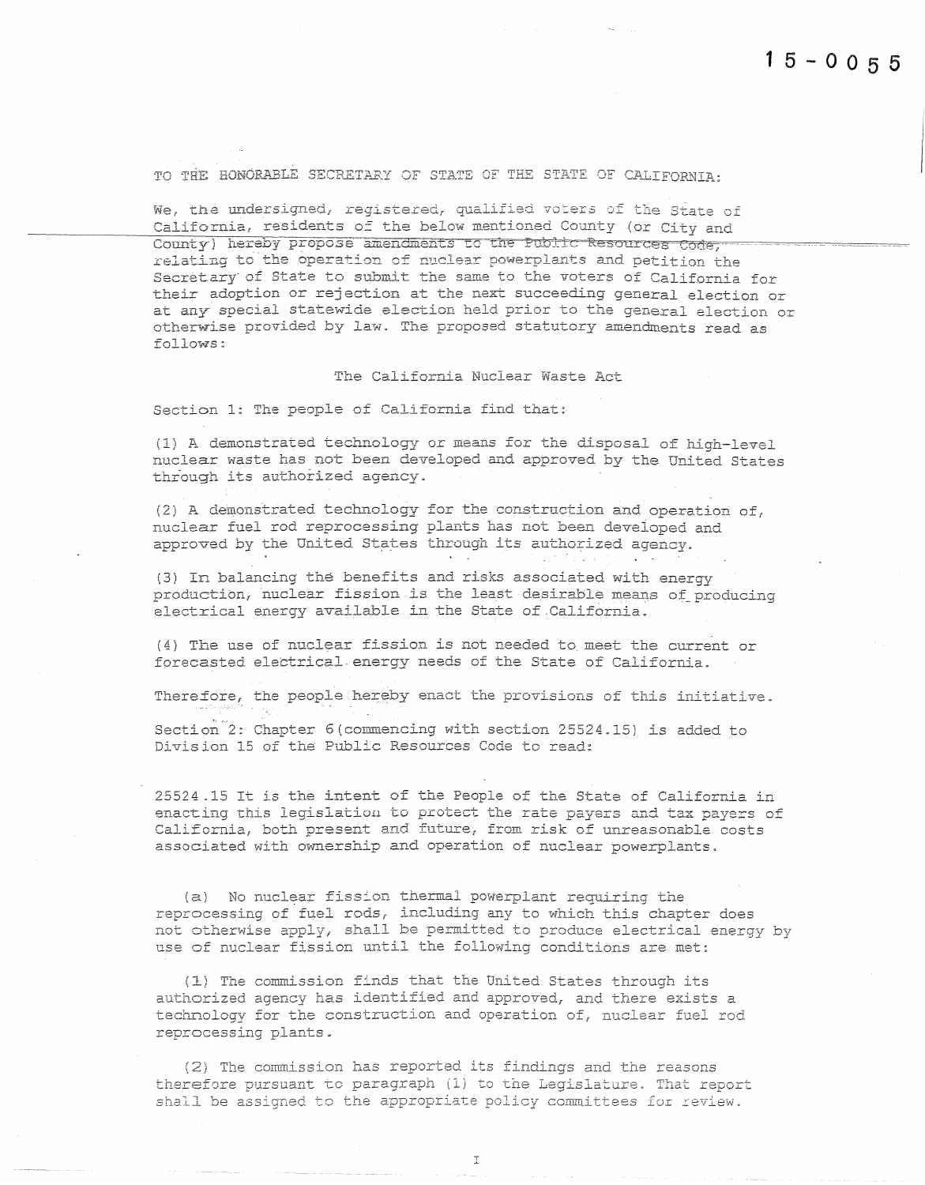15-0055

TO THE HONORABLE SECRETARY OF STATE OF THE STATE OF CALIFORNIA:

We, the undersigned, registered, qualified voters of the State of California, residents of the below mentioned County (or City and County) hereby propose amendments to the Public Resources Code, relating to the operation of nuclear powerplants and petition the Secretary of State to submit the same to the voters of California for their adoption or rejection at the next succeeding general election or at any special statewide election held prior to the general election or otherwise provided by law. The proposed statutory amendments read as follows:

The California Nuclear Waste Act

Section 1: The people of California find that:

(1) A demonstrated technology or means for the disposal of high-level nuclear waste has not been developed and approved by the United States through its authorized agency.

(2) A demonstrated technology for the construction and operation of, nuclear fuel rod reprocessing plants has not been developed and approved by the United States through its authorized agency.

(3) In balancing the benefits and risks associated with energy production, nuclear fission is the least desirable means of producing electrical energy available in the State of California.

(4) The use of nuclear fission is not needed to meet the current or forecasted electrical energy needs of the State of California.

Therefore, the people hereby enact the provisions of this initiative.

Section 2: Chapter 6 (commencing with section 25524.15) is added to Division 15 of the Public Resources Code to read:

25524.15 It is the intent of the People of the State of California in enacting this legislation to protect the rate payers and tax payers of California, both present and future, from risk of unreasonable costs associated with ownership and operation of nuclear powerplants.

(a) No nuclear fission thermal powerplant requiring the reprocessing of fuel rods, including any to which this chapter does not otherwise apply, shall be permitted to produce electrical energy by use of nuclear fission until the following conditions are met:

(1) The commission finds that the United States through its authorized agency has identified and approved, and there exists a technology for the construction and operation of, nuclear fuel rod reprocessing plants.

(2) The commission has reported its findings and the reasons therefore pursuant to paragraph (1) to the Legislature. That report shall be assigned to the appropriate policy committees for review.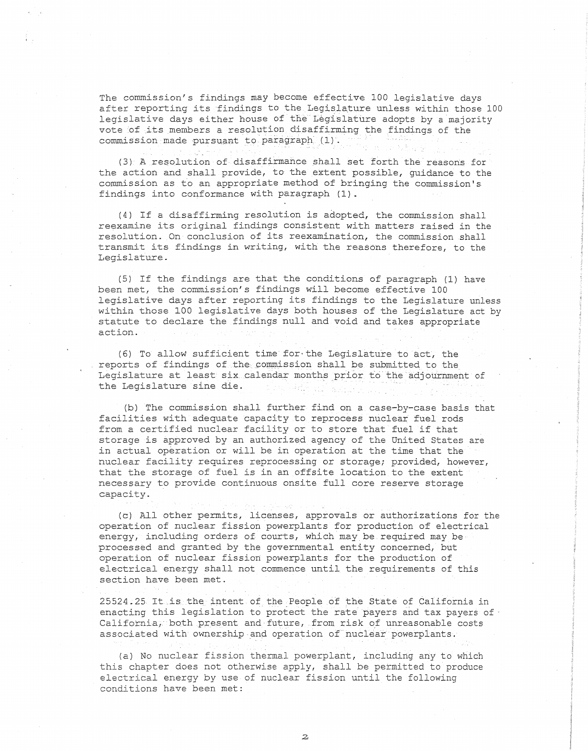The commission's findings may become effective 100 legislative days after reporting its findings to the Legislature unless within those 100 legislative days either house of the Legislature adopts by a majority vote of its members a resolution disaffirming the findings of the commission made pursuant to paragraph (1).

(3) A resolution of disaffirmance shall set forth the reasons for the action and shall provide, to the extent possible, guidance to the commission as to an appropriate method of bringing the commission's findings into conformance with paragraph (1).

(4) If a disaffirming resolution is adopted, the commission shall reexamine its original findings consistent with matters raised in the resolution. On conclusion of its reexamination, the commission shall transmit its findings in writing, with the reasons therefore, to the Legislature.

(5) If the findings are that the conditions of paragraph (1) have been met, the commission's findings will become effective 100 legislative days after reporting its findings to the Legislature unless within those 100 legislative days both houses of the Legislature act by statute to declare the findings null and void and takes appropriate action.

(6) To allow sufficient time for the Legislature to act, the reports of findings of the commission shall be submitted to the Legislature at least six calendar months prior to the adjournment of the Legislature sine die.

(b) The commission shall further find on a case-by-case basis that facilities with adequate capacity to reprocess nuclear fuel rods from a certified nuclear facility or to store that fuel if that storage is approved by an authorized agency of the United States are in actual operation or will be in operation at the time that the nuclear facility requires reprocessing or storage; provided, however, that the storage of fuel is in an offsite location to the extent necessary to provide continuous onsite full core reserve storage capacity.

(c) All other permits, licenses, approvals or authorizations for the operation of nuclear fission powerplants for production of electrical energy, including orders of courts, which may be required may be processed and granted by the governmental entity concerned, but operation of nuclear fission powerplants for the production of electrical energy shall not commence until the requirements of this section have been met.

25524.25 It is the intent of the People of the State of California in enacting this legislation to protect the rate payers and tax payers of California, both present and future, from risk of unreasonable costs associated with ownership and operation of nuclear powerplants.

(a) No nuclear fission thermal powerplant, including any to which this chapter does not otherwise apply, shall be permitted to produce electrical energy by use of nuclear fission until the following conditions have been met: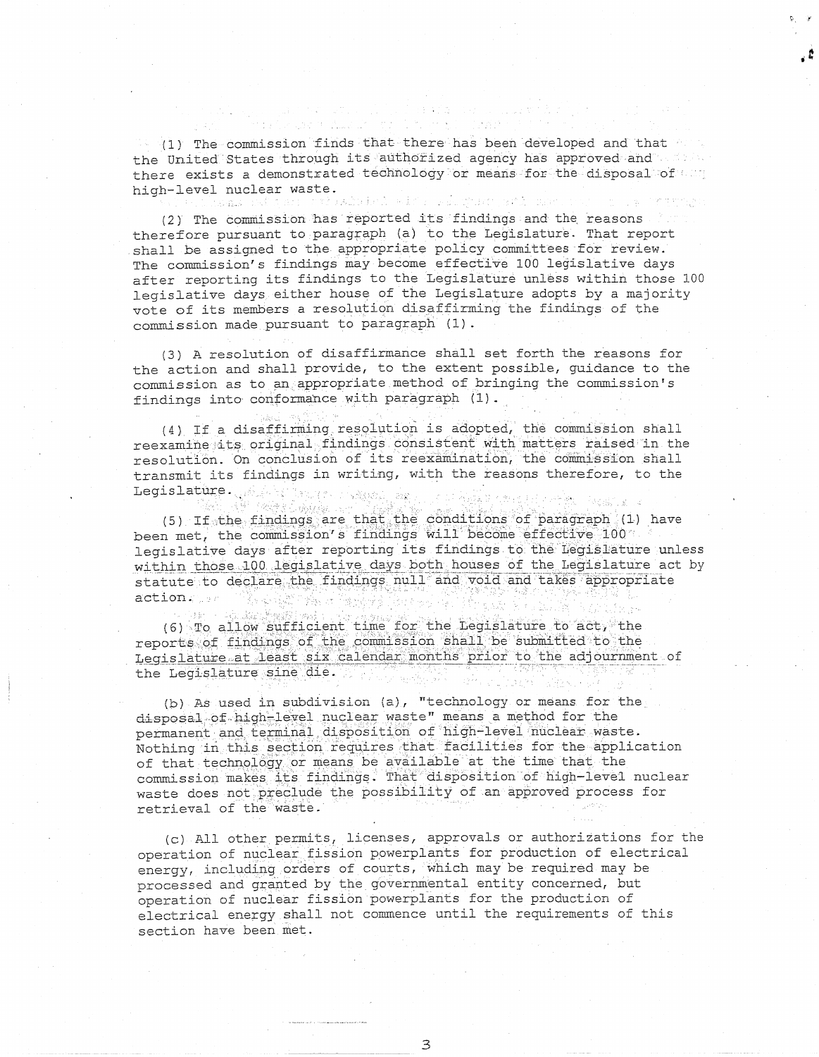(1) The commission finds that there has been developed and that the United States through its authorized agency has approved and there exists a demonstrated technology or means for the disposal of high-level nuclear waste.

(2) The commission has reported its findings and the reasons therefore pursuant to paragraph (a) to the Legislature. That report shall be assigned to the appropriate policy committees for review. The commission's findings may become effective 100 legislative days after reporting its findings to the Legislature unless within those 100 legislative days either house of the Legislature adopts by a majority vote of its members a resolution disaffirming the findings of the commission made pursuant to paragraph (1).

(3) A resolution of disaffirmance shall set forth the reasons for the action and shall provide, to the extent possible, guidance to the commission as to an appropriate method of bringing the commission's findings into conformance with paragraph (1).

(4) If a disaffirming resolution is adopted, the commission shall reexamine its original findings consistent with matters raised in the resolution. On conclusion of its reexamination, the commission shall transmit its findings in writing, with the reasons therefore, to the Legislature.

(5) If the findings are that the conditions of paragraph (1) have been met, the commission's findings will become effective 100 legislative days after reporting its findings to the Legislature unless within those 100 legislative days both houses of the Legislature act by statute to declare the findings null and void and takes appropriate action.

(6) To allow sufficient time for the Legislature to act, the reports of findings of the commission shall be submitted to the Legislature at least six calendar months prior to the adjournment of the Legislature sine die.

(b) As used in subdivision (a), "technology or means for the disposal of high-level nuclear waste" means a method for the permanent and terminal disposition of high-level nuclear waste. Nothing in this section requires that facilities for the application of that technology or means be available at the time that the commission makes its findings. That disposition of high-level nuclear waste does not preclude the possibility of an approved process for retrieval of the waste.

(c) All other permits, licenses, approvals or authorizations for the operation of nuclear fission powerplants for production of electrical energy, including orders of courts, which may be required may be processed and granted by the governmental entity concerned, but operation of nuclear fission powerplants for the production of electrical energy shall not commence until the requirements of this section have been met.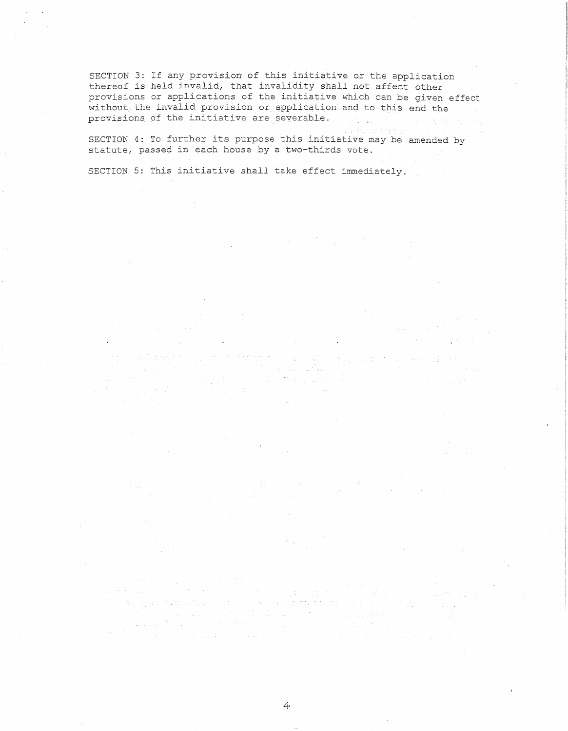SECTION 3: If any provision of this initiative or the application thereof is held invalid, that invalidity shall not affect other provisions or applications of the initiative which can be given effect without the invalid provision or application and to this end the provisions of the initiative are severable.

SECTION 4: To further its purpose this initiative may be amended by statute, passed in each house by a two-thirds vote.

SECTION 5: This initiative shall take effect immediately.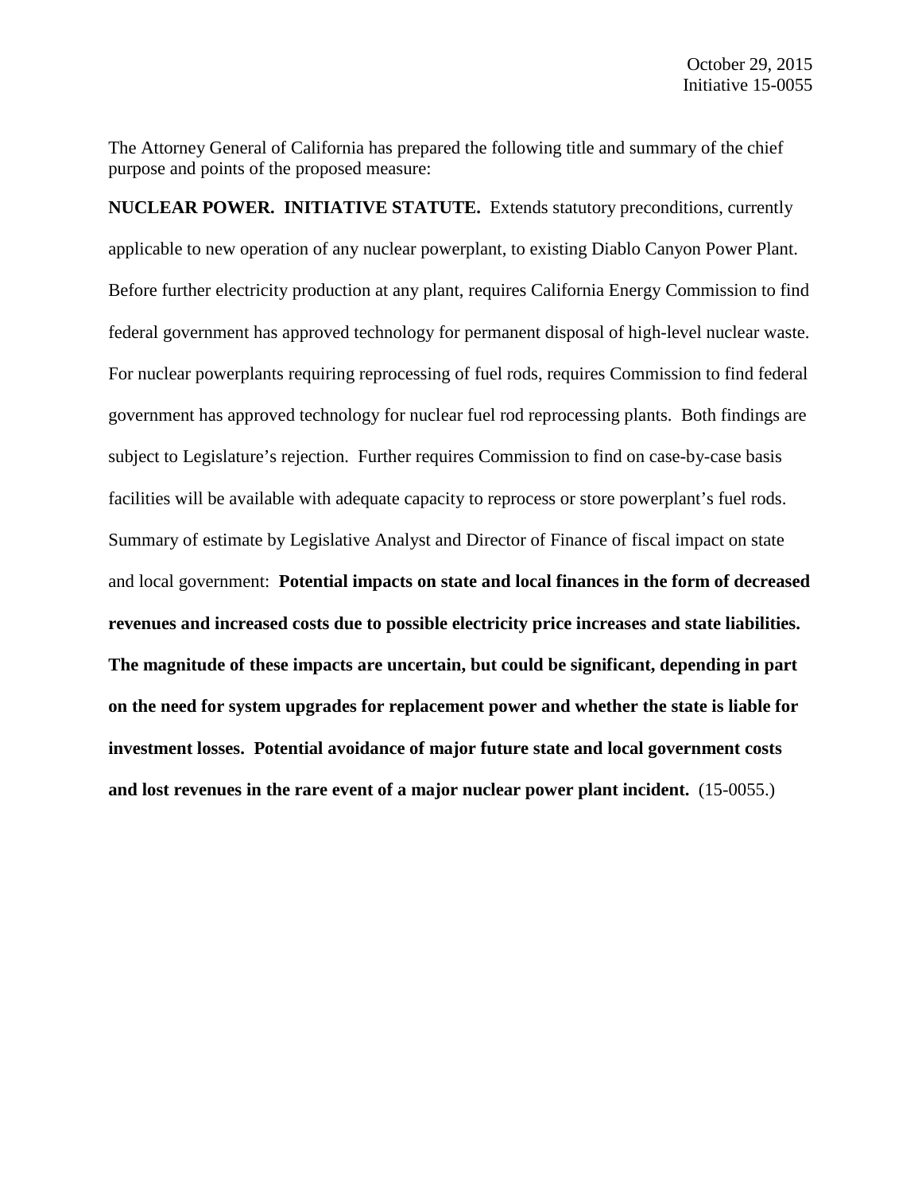October 29, 2015
Initiative 15-0055

The Attorney General of California has prepared the following title and summary of the chief purpose and points of the proposed measure:

**NUCLEAR POWER. INITIATIVE STATUTE.** Extends statutory preconditions, currently applicable to new operation of any nuclear powerplant, to existing Diablo Canyon Power Plant. Before further electricity production at any plant, requires California Energy Commission to find federal government has approved technology for permanent disposal of high-level nuclear waste. For nuclear powerplants requiring reprocessing of fuel rods, requires Commission to find federal government has approved technology for nuclear fuel rod reprocessing plants. Both findings are subject to Legislature's rejection. Further requires Commission to find on case-by-case basis facilities will be available with adequate capacity to reprocess or store powerplant's fuel rods. Summary of estimate by Legislative Analyst and Director of Finance of fiscal impact on state and local government: **Potential impacts on state and local finances in the form of decreased revenues and increased costs due to possible electricity price increases and state liabilities. The magnitude of these impacts are uncertain, but could be significant, depending in part on the need for system upgrades for replacement power and whether the state is liable for investment losses. Potential avoidance of major future state and local government costs and lost revenues in the rare event of a major nuclear power plant incident.** (15-0055.)